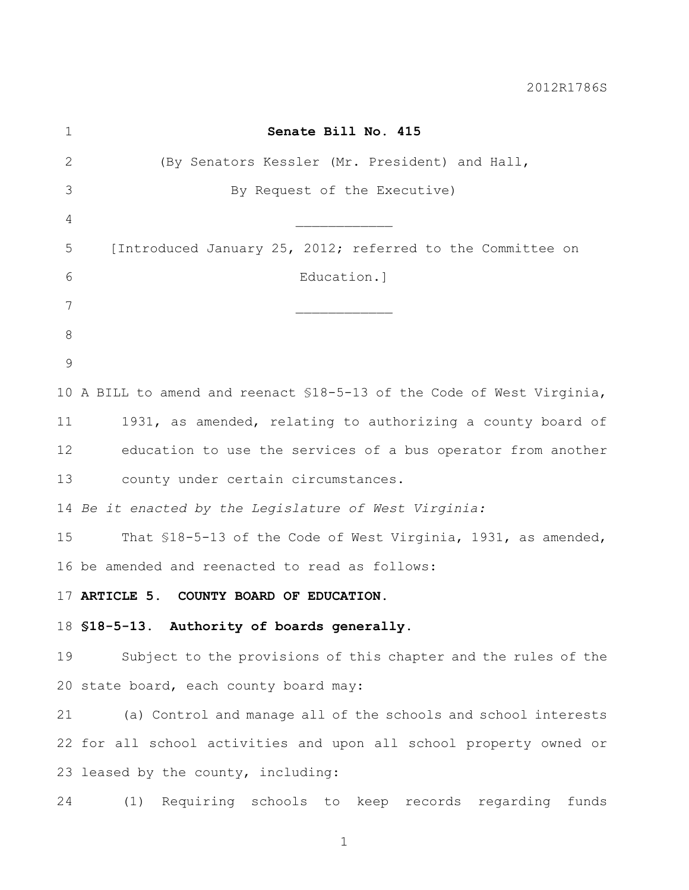2012R1786S

**Senate Bill No. 415**

(By Senators Kessler (Mr. President) and Hall,

By Request of the Executive)

\_\_\_\_\_\_\_\_\_\_\_\_

[Introduced January 25, 2012; referred to the Committee on Education.]

\_\_\_\_\_\_\_\_\_\_\_\_

A BILL to amend and reenact §18-5-13 of the Code of West Virginia, 1931, as amended, relating to authorizing a county board of education to use the services of a bus operator from another county under certain circumstances.

*Be it enacted by the Legislature of West Virginia:*

That §18-5-13 of the Code of West Virginia, 1931, as amended, be amended and reenacted to read as follows:

**ARTICLE 5. COUNTY BOARD OF EDUCATION.**

**§18-5-13. Authority of boards generally.**

Subject to the provisions of this chapter and the rules of the state board, each county board may:

(a) Control and manage all of the schools and school interests for all school activities and upon all school property owned or leased by the county, including:

(1) Requiring schools to keep records regarding funds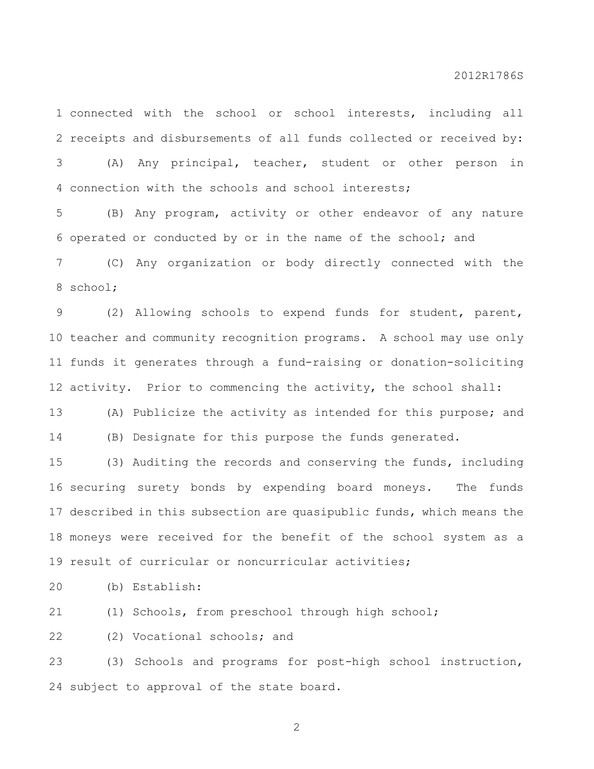connected with the school or school interests, including all receipts and disbursements of all funds collected or received by:

(A) Any principal, teacher, student or other person in connection with the schools and school interests;

(B) Any program, activity or other endeavor of any nature operated or conducted by or in the name of the school; and

(C) Any organization or body directly connected with the school;

(2) Allowing schools to expend funds for student, parent, teacher and community recognition programs. A school may use only funds it generates through a fund-raising or donation-soliciting activity. Prior to commencing the activity, the school shall:

(A) Publicize the activity as intended for this purpose; and

(B) Designate for this purpose the funds generated.

(3) Auditing the records and conserving the funds, including securing surety bonds by expending board moneys. The funds described in this subsection are quasipublic funds, which means the moneys were received for the benefit of the school system as a result of curricular or noncurricular activities;

(b) Establish:

(1) Schools, from preschool through high school;

(2) Vocational schools; and

(3) Schools and programs for post-high school instruction, subject to approval of the state board.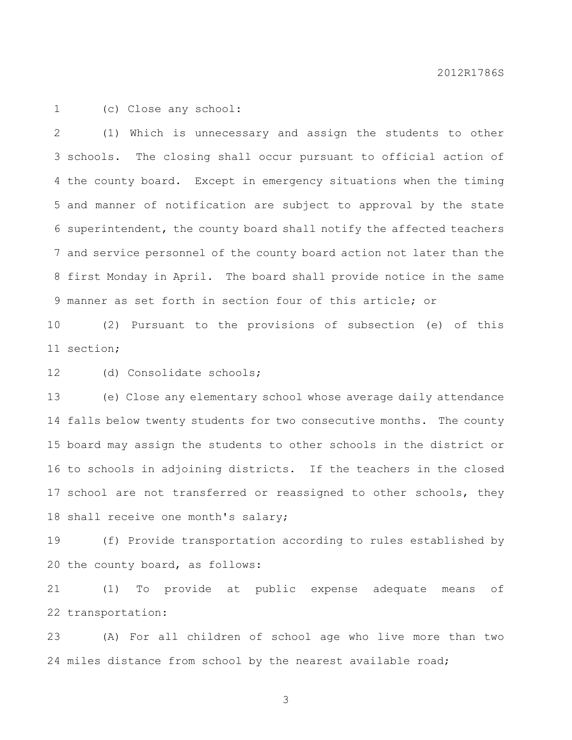(c) Close any school:

(1) Which is unnecessary and assign the students to other schools. The closing shall occur pursuant to official action of the county board. Except in emergency situations when the timing and manner of notification are subject to approval by the state superintendent, the county board shall notify the affected teachers and service personnel of the county board action not later than the first Monday in April. The board shall provide notice in the same manner as set forth in section four of this article; or

(2) Pursuant to the provisions of subsection (e) of this section;

(d) Consolidate schools;

(e) Close any elementary school whose average daily attendance falls below twenty students for two consecutive months. The county board may assign the students to other schools in the district or to schools in adjoining districts. If the teachers in the closed school are not transferred or reassigned to other schools, they shall receive one month's salary;

(f) Provide transportation according to rules established by the county board, as follows:

(1) To provide at public expense adequate means of transportation:

(A) For all children of school age who live more than two miles distance from school by the nearest available road;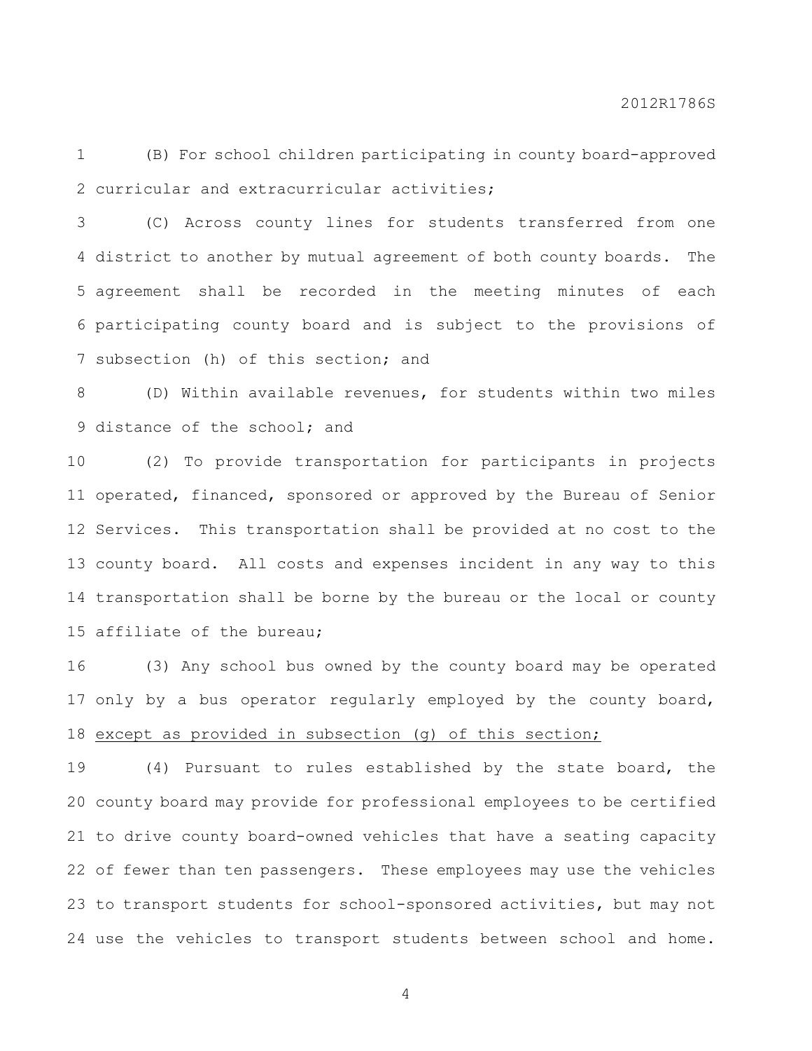(B) For school children participating in county board-approved curricular and extracurricular activities;

(C) Across county lines for students transferred from one district to another by mutual agreement of both county boards. The agreement shall be recorded in the meeting minutes of each participating county board and is subject to the provisions of subsection (h) of this section; and

(D) Within available revenues, for students within two miles distance of the school; and

(2) To provide transportation for participants in projects operated, financed, sponsored or approved by the Bureau of Senior Services. This transportation shall be provided at no cost to the county board. All costs and expenses incident in any way to this transportation shall be borne by the bureau or the local or county affiliate of the bureau;

(3) Any school bus owned by the county board may be operated only by a bus operator regularly employed by the county board, <u>except as provided in subsection (g) of this section;</u>

(4) Pursuant to rules established by the state board, the county board may provide for professional employees to be certified to drive county board-owned vehicles that have a seating capacity of fewer than ten passengers. These employees may use the vehicles to transport students for school-sponsored activities, but may not use the vehicles to transport students between school and home.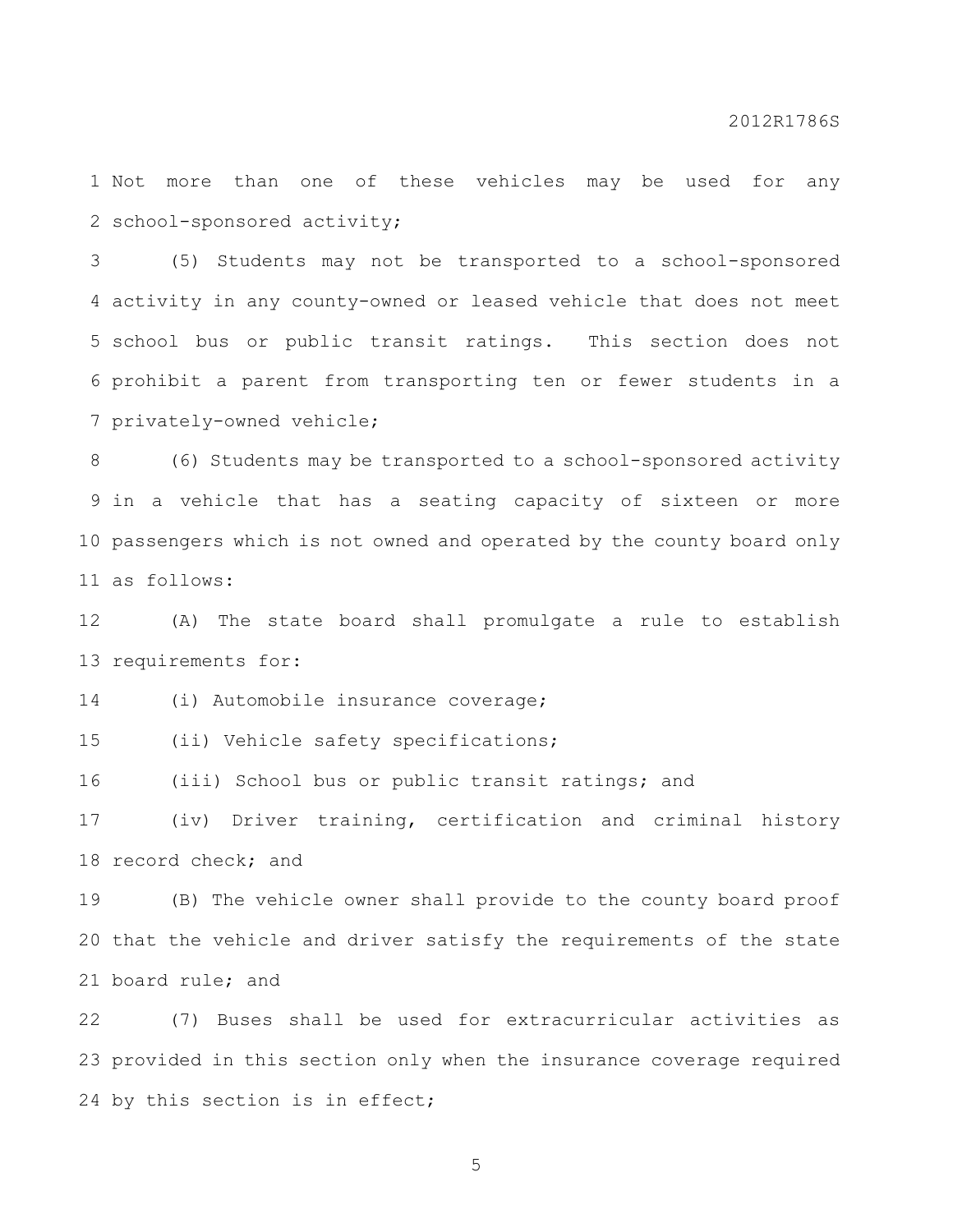Not more than one of these vehicles may be used for any school-sponsored activity;

(5) Students may not be transported to a school-sponsored activity in any county-owned or leased vehicle that does not meet school bus or public transit ratings. This section does not prohibit a parent from transporting ten or fewer students in a privately-owned vehicle;

(6) Students may be transported to a school-sponsored activity in a vehicle that has a seating capacity of sixteen or more passengers which is not owned and operated by the county board only as follows:

(A) The state board shall promulgate a rule to establish requirements for:

(i) Automobile insurance coverage;

(ii) Vehicle safety specifications;

(iii) School bus or public transit ratings; and

(iv) Driver training, certification and criminal history record check; and

(B) The vehicle owner shall provide to the county board proof that the vehicle and driver satisfy the requirements of the state board rule; and

(7) Buses shall be used for extracurricular activities as provided in this section only when the insurance coverage required by this section is in effect;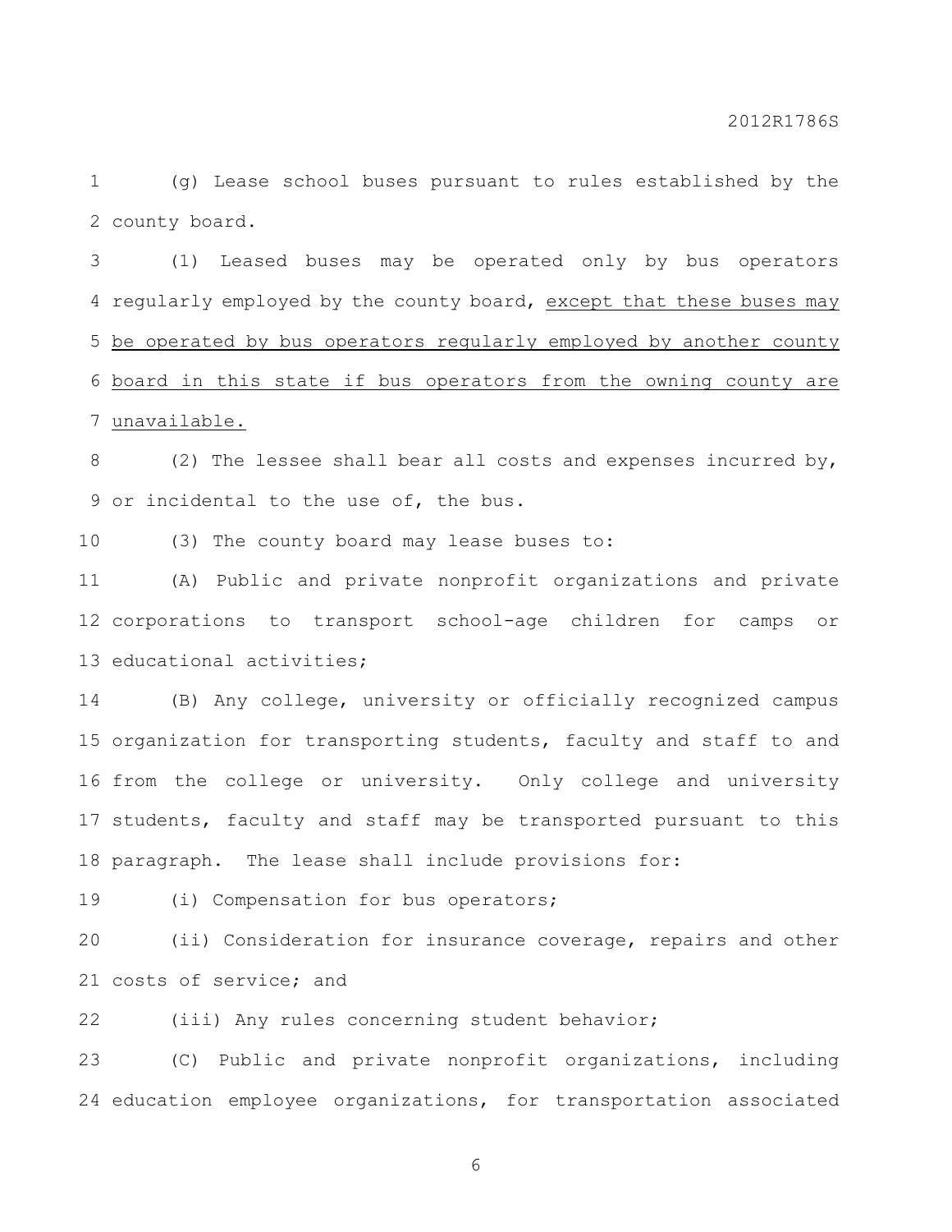(g) Lease school buses pursuant to rules established by the county board.

(1) Leased buses may be operated only by bus operators regularly employed by the county board, <u>except that these buses may be operated by bus operators regularly employed by another county board in this state if bus operators from the owning county are unavailable.</u>

(2) The lessee shall bear all costs and expenses incurred by, or incidental to the use of, the bus.

(3) The county board may lease buses to:

(A) Public and private nonprofit organizations and private corporations to transport school-age children for camps or educational activities;

(B) Any college, university or officially recognized campus organization for transporting students, faculty and staff to and from the college or university. Only college and university students, faculty and staff may be transported pursuant to this paragraph. The lease shall include provisions for:

(i) Compensation for bus operators;

(ii) Consideration for insurance coverage, repairs and other costs of service; and

(iii) Any rules concerning student behavior;

(C) Public and private nonprofit organizations, including education employee organizations, for transportation associated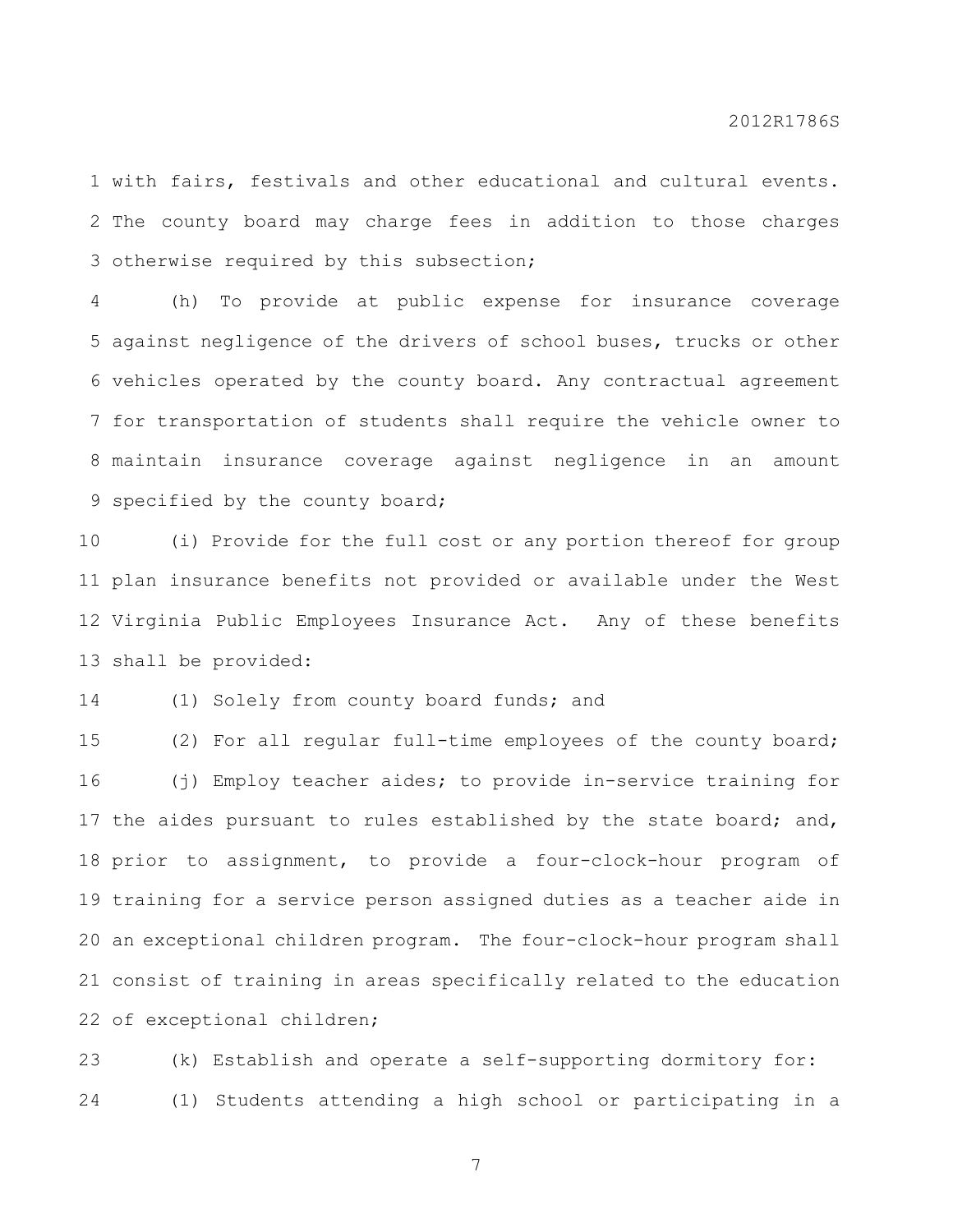with fairs, festivals and other educational and cultural events. The county board may charge fees in addition to those charges otherwise required by this subsection;

(h) To provide at public expense for insurance coverage against negligence of the drivers of school buses, trucks or other vehicles operated by the county board. Any contractual agreement for transportation of students shall require the vehicle owner to maintain insurance coverage against negligence in an amount specified by the county board;

(i) Provide for the full cost or any portion thereof for group plan insurance benefits not provided or available under the West Virginia Public Employees Insurance Act. Any of these benefits shall be provided:

(1) Solely from county board funds; and

(2) For all regular full-time employees of the county board;

(j) Employ teacher aides; to provide in-service training for the aides pursuant to rules established by the state board; and, prior to assignment, to provide a four-clock-hour program of training for a service person assigned duties as a teacher aide in an exceptional children program. The four-clock-hour program shall consist of training in areas specifically related to the education of exceptional children;

(k) Establish and operate a self-supporting dormitory for:

(1) Students attending a high school or participating in a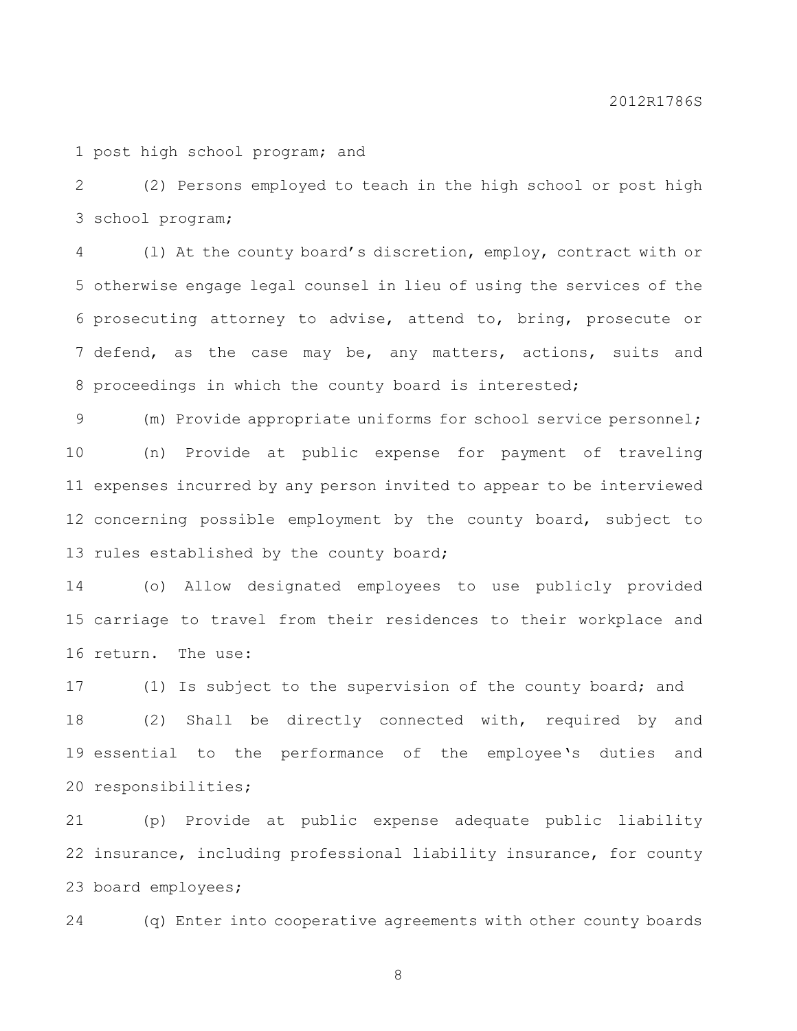post high school program; and

(2) Persons employed to teach in the high school or post high school program;

(l) At the county board’s discretion, employ, contract with or otherwise engage legal counsel in lieu of using the services of the prosecuting attorney to advise, attend to, bring, prosecute or defend, as the case may be, any matters, actions, suits and proceedings in which the county board is interested;

(m) Provide appropriate uniforms for school service personnel;

(n) Provide at public expense for payment of traveling expenses incurred by any person invited to appear to be interviewed concerning possible employment by the county board, subject to rules established by the county board;

(o) Allow designated employees to use publicly provided carriage to travel from their residences to their workplace and return. The use:

(1) Is subject to the supervision of the county board; and

(2) Shall be directly connected with, required by and essential to the performance of the employee‘s duties and responsibilities;

(p) Provide at public expense adequate public liability insurance, including professional liability insurance, for county board employees;

(q) Enter into cooperative agreements with other county boards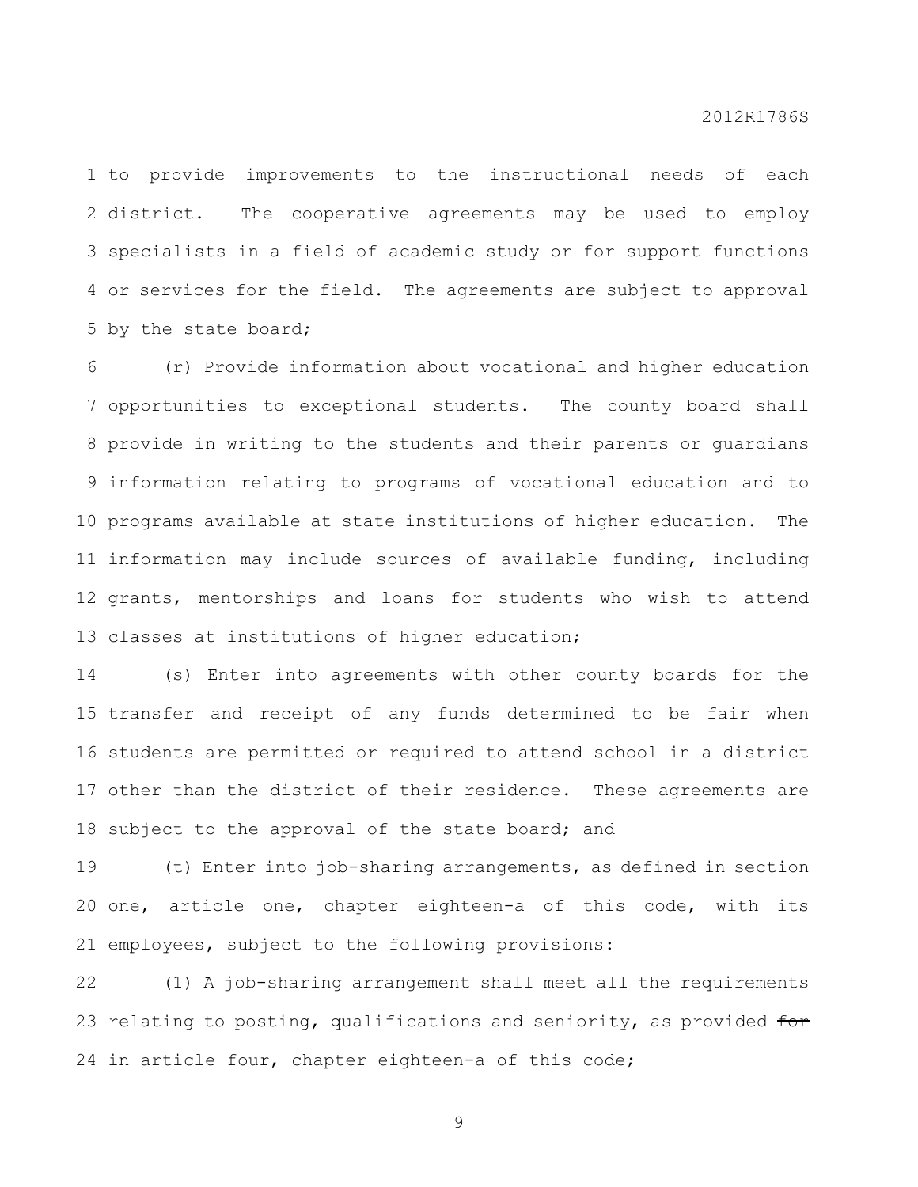to provide improvements to the instructional needs of each district. The cooperative agreements may be used to employ specialists in a field of academic study or for support functions or services for the field. The agreements are subject to approval by the state board;

(r) Provide information about vocational and higher education opportunities to exceptional students. The county board shall provide in writing to the students and their parents or guardians information relating to programs of vocational education and to programs available at state institutions of higher education. The information may include sources of available funding, including grants, mentorships and loans for students who wish to attend classes at institutions of higher education;

(s) Enter into agreements with other county boards for the transfer and receipt of any funds determined to be fair when students are permitted or required to attend school in a district other than the district of their residence. These agreements are subject to the approval of the state board; and

(t) Enter into job-sharing arrangements, as defined in section one, article one, chapter eighteen-a of this code, with its employees, subject to the following provisions:

(1) A job-sharing arrangement shall meet all the requirements relating to posting, qualifications and seniority, as provided ~~for~~ in article four, chapter eighteen-a of this code;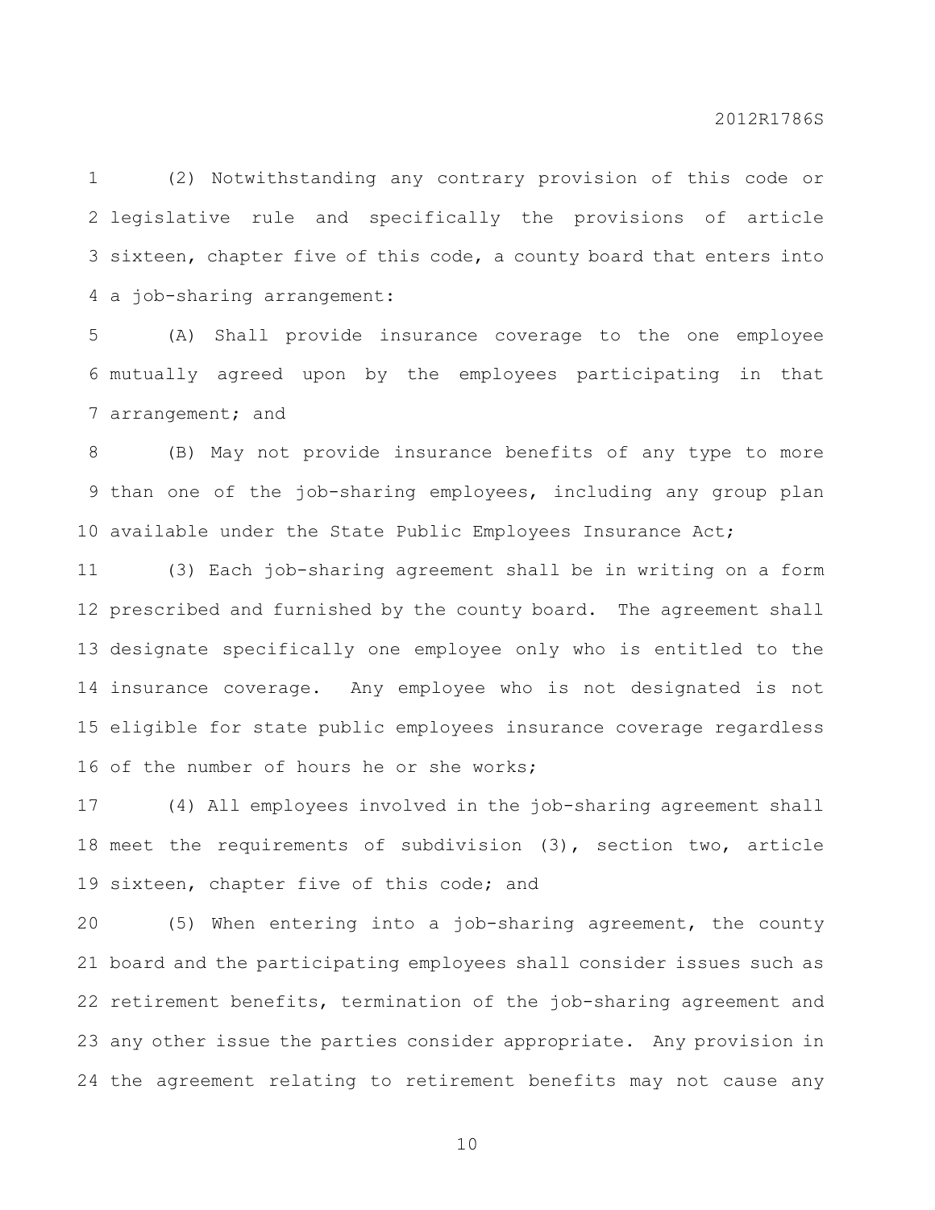(2) Notwithstanding any contrary provision of this code or legislative rule and specifically the provisions of article sixteen, chapter five of this code, a county board that enters into a job-sharing arrangement:

(A) Shall provide insurance coverage to the one employee mutually agreed upon by the employees participating in that arrangement; and

(B) May not provide insurance benefits of any type to more than one of the job-sharing employees, including any group plan available under the State Public Employees Insurance Act;

(3) Each job-sharing agreement shall be in writing on a form prescribed and furnished by the county board. The agreement shall designate specifically one employee only who is entitled to the insurance coverage. Any employee who is not designated is not eligible for state public employees insurance coverage regardless of the number of hours he or she works;

(4) All employees involved in the job-sharing agreement shall meet the requirements of subdivision (3), section two, article sixteen, chapter five of this code; and

(5) When entering into a job-sharing agreement, the county board and the participating employees shall consider issues such as retirement benefits, termination of the job-sharing agreement and any other issue the parties consider appropriate. Any provision in the agreement relating to retirement benefits may not cause any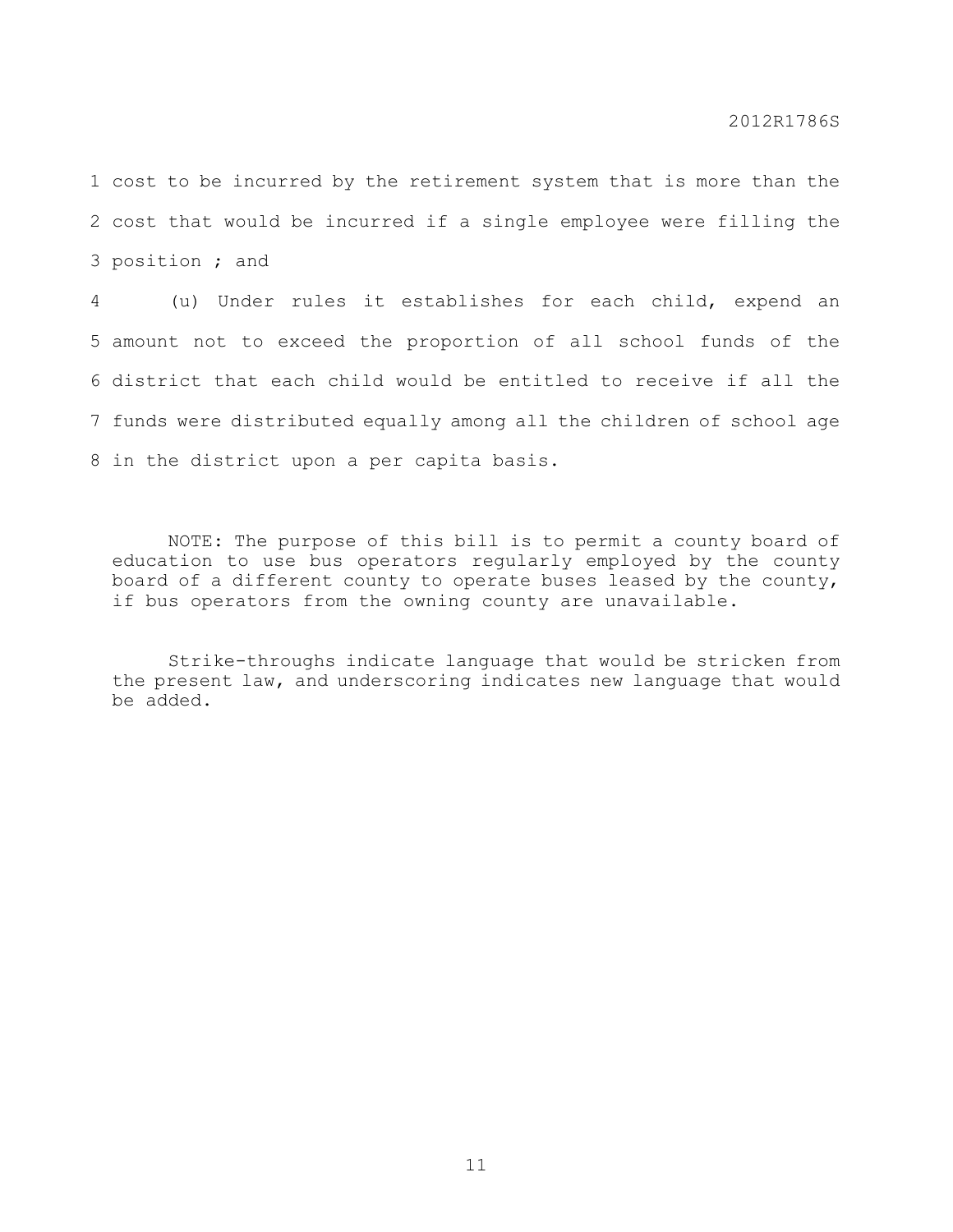cost to be incurred by the retirement system that is more than the cost that would be incurred if a single employee were filling the position ; and

(u) Under rules it establishes for each child, expend an amount not to exceed the proportion of all school funds of the district that each child would be entitled to receive if all the funds were distributed equally among all the children of school age in the district upon a per capita basis.

NOTE: The purpose of this bill is to permit a county board of education to use bus operators regularly employed by the county board of a different county to operate buses leased by the county, if bus operators from the owning county are unavailable.

Strike-throughs indicate language that would be stricken from the present law, and underscoring indicates new language that would be added.